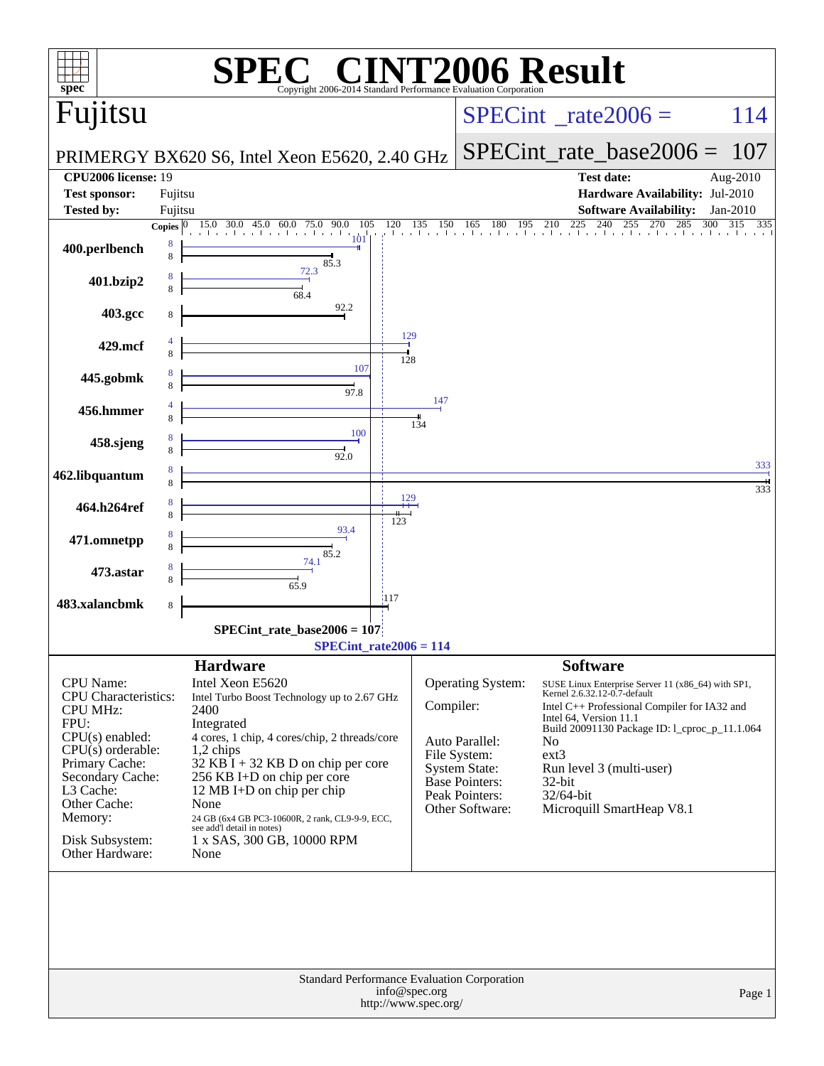# SPEC CINT2006 Result

Copyright 2006-2014 Standard Performance Evaluation Corporation

## Fujitsu

PRIMERGY BX620 S6, Intel Xeon E5620, 2.40 GHz

SPECint_rate2006 = 114

SPECint_rate_base2006 = 107

| | | | |
|---|---|---|---|
| **CPU2006 license:** | 19 | **Test date:** | Aug-2010 |
| **Test sponsor:** | Fujitsu | **Hardware Availability:** | Jul-2010 |
| **Tested by:** | Fujitsu | **Software Availability:** | Jan-2010 |

Copies 0 15.0 30.0 45.0 60.0 75.0 90.0 105 120 135 150 165 180 195 210 225 240 255 270 285 300 315 335

400.perlbench 8 8 101 85.3
401.bzip2 8 8 72.3 68.4
403.gcc 8 92.2
429.mcf 4 8 129 128
445.gobmk 8 8 107 97.8
456.hmmer 4 8 147 134
458.sjeng 8 8 100 92.0
462.libquantum 8 8 333 333
464.h264ref 8 8 129 123
471.omnetpp 8 8 93.4 85.2
473.astar 8 8 74.1 65.9
483.xalancbmk 8 117

SPECint_rate_base2006 = 107
SPECint_rate2006 = 114

## Hardware

| | |
|---|---|
| CPU Name: | Intel Xeon E5620 |
| CPU Characteristics: | Intel Turbo Boost Technology up to 2.67 GHz |
| CPU MHz: | 2400 |
| FPU: | Integrated |
| CPU(s) enabled: | 4 cores, 1 chip, 4 cores/chip, 2 threads/core |
| CPU(s) orderable: | 1,2 chips |
| Primary Cache: | 32 KB I + 32 KB D on chip per core |
| Secondary Cache: | 256 KB I+D on chip per core |
| L3 Cache: | 12 MB I+D on chip per chip |
| Other Cache: | None |
| Memory: | 24 GB (6x4 GB PC3-10600R, 2 rank, CL9-9-9, ECC, see add'l detail in notes) |
| Disk Subsystem: | 1 x SAS, 300 GB, 10000 RPM |
| Other Hardware: | None |

## Software

| | |
|---|---|
| Operating System: | SUSE Linux Enterprise Server 11 (x86_64) with SP1, Kernel 2.6.32.12-0.7-default |
| Compiler: | Intel C++ Professional Compiler for IA32 and Intel 64, Version 11.1 Build 20091130 Package ID: l_cproc_p_11.1.064 |
| Auto Parallel: | No |
| File System: | ext3 |
| System State: | Run level 3 (multi-user) |
| Base Pointers: | 32-bit |
| Peak Pointers: | 32/64-bit |
| Other Software: | Microquill SmartHeap V8.1 |

Standard Performance Evaluation Corporation
info@spec.org
http://www.spec.org/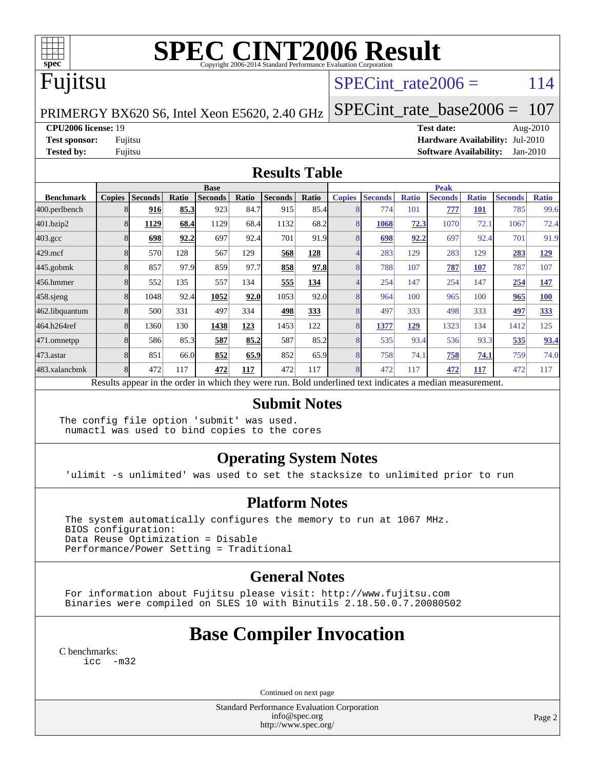# SPEC CINT2006 Result

Copyright 2006-2014 Standard Performance Evaluation Corporation

# Fujitsu

PRIMERGY BX620 S6, Intel Xeon E5620, 2.40 GHz

SPECint_rate2006 = 114

SPECint_rate_base2006 = 107

**CPU2006 license:** 19

**Test sponsor:** Fujitsu

**Tested by:** Fujitsu

**Test date:** Aug-2010

**Hardware Availability:** Jul-2010

**Software Availability:** Jan-2010

## Results Table

| | Base | | | | | | | Peak | | | | | | |
|---|---|---|---|---|---|---|---|---|---|---|---|---|---|---|
| **Benchmark** | **Copies** | **Seconds** | **Ratio** | **Seconds** | **Ratio** | **Seconds** | **Ratio** | **Copies** | **Seconds** | **Ratio** | **Seconds** | **Ratio** | **Seconds** | **Ratio** |
| 400.perlbench | 8 | **916** | **85.3** | 923 | 84.7 | 915 | 85.4 | 8 | 774 | 101 | **777** | **101** | 785 | 99.6 |
| 401.bzip2 | 8 | **1129** | **68.4** | 1129 | 68.4 | 1132 | 68.2 | 8 | **1068** | **72.3** | 1070 | 72.1 | 1067 | 72.4 |
| 403.gcc | 8 | **698** | **92.2** | 697 | 92.4 | 701 | 91.9 | 8 | **698** | **92.2** | 697 | 92.4 | 701 | 91.9 |
| 429.mcf | 8 | 570 | 128 | 567 | 129 | **568** | **128** | 4 | 283 | 129 | 283 | 129 | **283** | **129** |
| 445.gobmk | 8 | 857 | 97.9 | 859 | 97.7 | **858** | **97.8** | 8 | 788 | 107 | **787** | **107** | 787 | 107 |
| 456.hmmer | 8 | 552 | 135 | 557 | 134 | **555** | **134** | 4 | 254 | 147 | 254 | 147 | **254** | **147** |
| 458.sjeng | 8 | 1048 | 92.4 | **1052** | **92.0** | 1053 | 92.0 | 8 | 964 | 100 | 965 | 100 | **965** | **100** |
| 462.libquantum | 8 | 500 | 331 | 497 | 334 | **498** | **333** | 8 | 497 | 333 | 498 | 333 | **497** | **333** |
| 464.h264ref | 8 | 1360 | 130 | **1438** | **123** | 1453 | 122 | 8 | **1377** | **129** | 1323 | 134 | 1412 | 125 |
| 471.omnetpp | 8 | 586 | 85.3 | **587** | **85.2** | 587 | 85.2 | 8 | 535 | 93.4 | 536 | 93.3 | **535** | **93.4** |
| 473.astar | 8 | 851 | 66.0 | **852** | **65.9** | 852 | 65.9 | 8 | 758 | 74.1 | **758** | **74.1** | 759 | 74.0 |
| 483.xalancbmk | 8 | 472 | 117 | **472** | **117** | 472 | 117 | 8 | 472 | 117 | **472** | **117** | 472 | 117 |

Results appear in the order in which they were run. Bold underlined text indicates a median measurement.

## Submit Notes

```
The config file option 'submit' was used.
 numactl was used to bind copies to the cores
```

## Operating System Notes

```
'ulimit -s unlimited' was used to set the stacksize to unlimited prior to run
```

## Platform Notes

```
The system automatically configures the memory to run at 1067 MHz.
BIOS configuration:
Data Reuse Optimization = Disable
Performance/Power Setting = Traditional
```

## General Notes

```
For information about Fujitsu please visit: http://www.fujitsu.com
Binaries were compiled on SLES 10 with Binutils 2.18.50.0.7.20080502
```

# Base Compiler Invocation

C benchmarks:

```
icc  -m32
```

Continued on next page

Standard Performance Evaluation Corporation
info@spec.org
http://www.spec.org/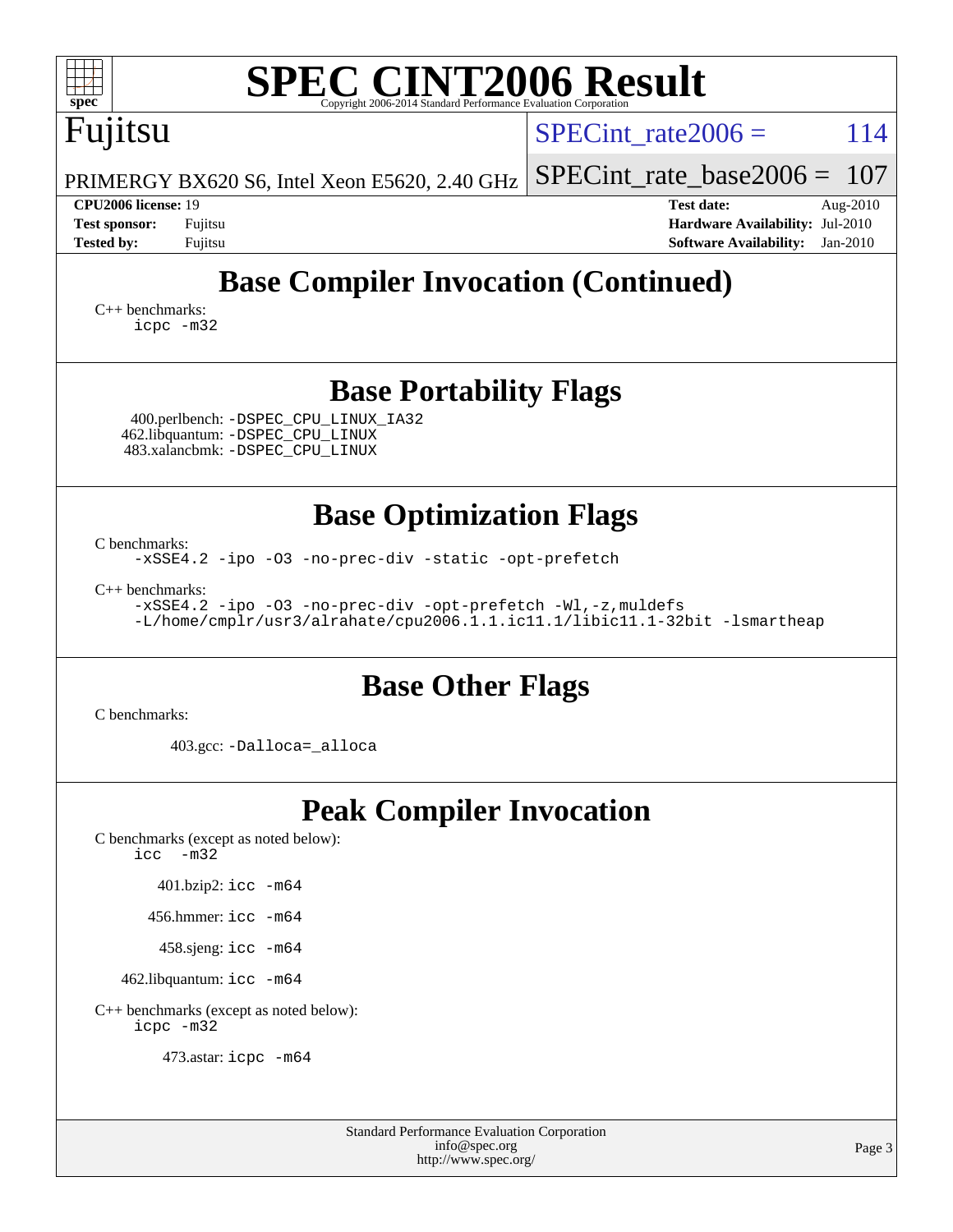# SPEC CINT2006 Result

Fujitsu

PRIMERGY BX620 S6, Intel Xeon E5620, 2.40 GHz

SPECint_rate2006 = 114

SPECint_rate_base2006 = 107

**CPU2006 license:** 19
**Test sponsor:** Fujitsu
**Tested by:** Fujitsu

**Test date:** Aug-2010
**Hardware Availability:** Jul-2010
**Software Availability:** Jan-2010

## Base Compiler Invocation (Continued)

C++ benchmarks:
```
icpc -m32
```

## Base Portability Flags

400.perlbench: `-DSPEC_CPU_LINUX_IA32`
462.libquantum: `-DSPEC_CPU_LINUX`
483.xalancbmk: `-DSPEC_CPU_LINUX`

## Base Optimization Flags

C benchmarks:
```
-xSSE4.2 -ipo -O3 -no-prec-div -static -opt-prefetch
```

C++ benchmarks:
```
-xSSE4.2 -ipo -O3 -no-prec-div -opt-prefetch -Wl,-z,muldefs
-L/home/cmplr/usr3/alrahate/cpu2006.1.1.ic11.1/libic11.1-32bit -lsmartheap
```

## Base Other Flags

C benchmarks:

403.gcc: `-Dalloca=_alloca`

## Peak Compiler Invocation

C benchmarks (except as noted below):
```
icc -m32
```

401.bzip2: `icc -m64`

456.hmmer: `icc -m64`

458.sjeng: `icc -m64`

462.libquantum: `icc -m64`

C++ benchmarks (except as noted below):
```
icpc -m32
```

473.astar: `icpc -m64`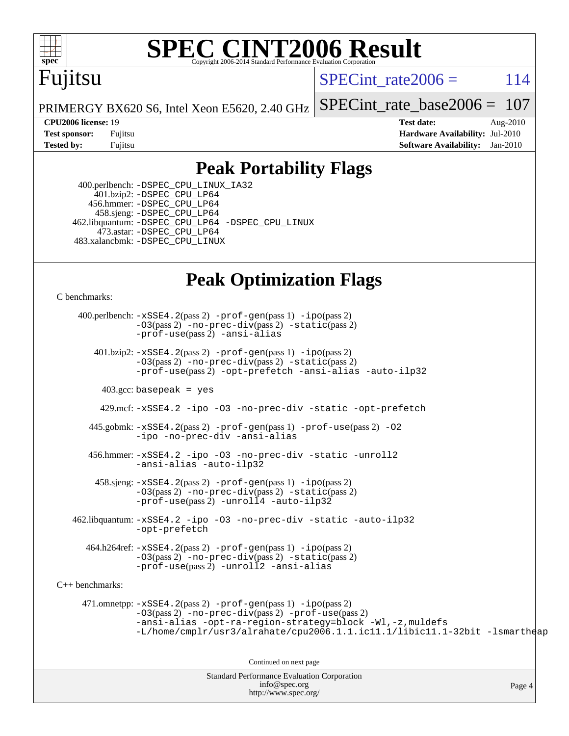Fujitsu

PRIMERGY BX620 S6, Intel Xeon E5620, 2.40 GHz

SPECint_rate2006 = 114

SPECint_rate_base2006 = 107

**CPU2006 license:** 19
**Test sponsor:** Fujitsu
**Tested by:** Fujitsu

**Test date:** Aug-2010
**Hardware Availability:** Jul-2010
**Software Availability:** Jan-2010

## Peak Portability Flags

400.perlbench: -DSPEC_CPU_LINUX_IA32
401.bzip2: -DSPEC_CPU_LP64
456.hmmer: -DSPEC_CPU_LP64
458.sjeng: -DSPEC_CPU_LP64
462.libquantum: -DSPEC_CPU_LP64 -DSPEC_CPU_LINUX
473.astar: -DSPEC_CPU_LP64
483.xalancbmk: -DSPEC_CPU_LINUX

## Peak Optimization Flags

C benchmarks:

400.perlbench: -xSSE4.2(pass 2) -prof-gen(pass 1) -ipo(pass 2) -O3(pass 2) -no-prec-div(pass 2) -static(pass 2) -prof-use(pass 2) -ansi-alias

401.bzip2: -xSSE4.2(pass 2) -prof-gen(pass 1) -ipo(pass 2) -O3(pass 2) -no-prec-div(pass 2) -static(pass 2) -prof-use(pass 2) -opt-prefetch -ansi-alias -auto-ilp32

403.gcc: basepeak = yes

429.mcf: -xSSE4.2 -ipo -O3 -no-prec-div -static -opt-prefetch

445.gobmk: -xSSE4.2(pass 2) -prof-gen(pass 1) -prof-use(pass 2) -O2 -ipo -no-prec-div -ansi-alias

456.hmmer: -xSSE4.2 -ipo -O3 -no-prec-div -static -unroll2 -ansi-alias -auto-ilp32

458.sjeng: -xSSE4.2(pass 2) -prof-gen(pass 1) -ipo(pass 2) -O3(pass 2) -no-prec-div(pass 2) -static(pass 2) -prof-use(pass 2) -unroll4 -auto-ilp32

462.libquantum: -xSSE4.2 -ipo -O3 -no-prec-div -static -auto-ilp32 -opt-prefetch

464.h264ref: -xSSE4.2(pass 2) -prof-gen(pass 1) -ipo(pass 2) -O3(pass 2) -no-prec-div(pass 2) -static(pass 2) -prof-use(pass 2) -unroll2 -ansi-alias

C++ benchmarks:

471.omnetpp: -xSSE4.2(pass 2) -prof-gen(pass 1) -ipo(pass 2) -O3(pass 2) -no-prec-div(pass 2) -prof-use(pass 2) -ansi-alias -opt-ra-region-strategy=block -Wl,-z,muldefs -L/home/cmplr/usr3/alrahate/cpu2006.1.1.ic11.1/libic11.1-32bit -lsmartheap

Continued on next page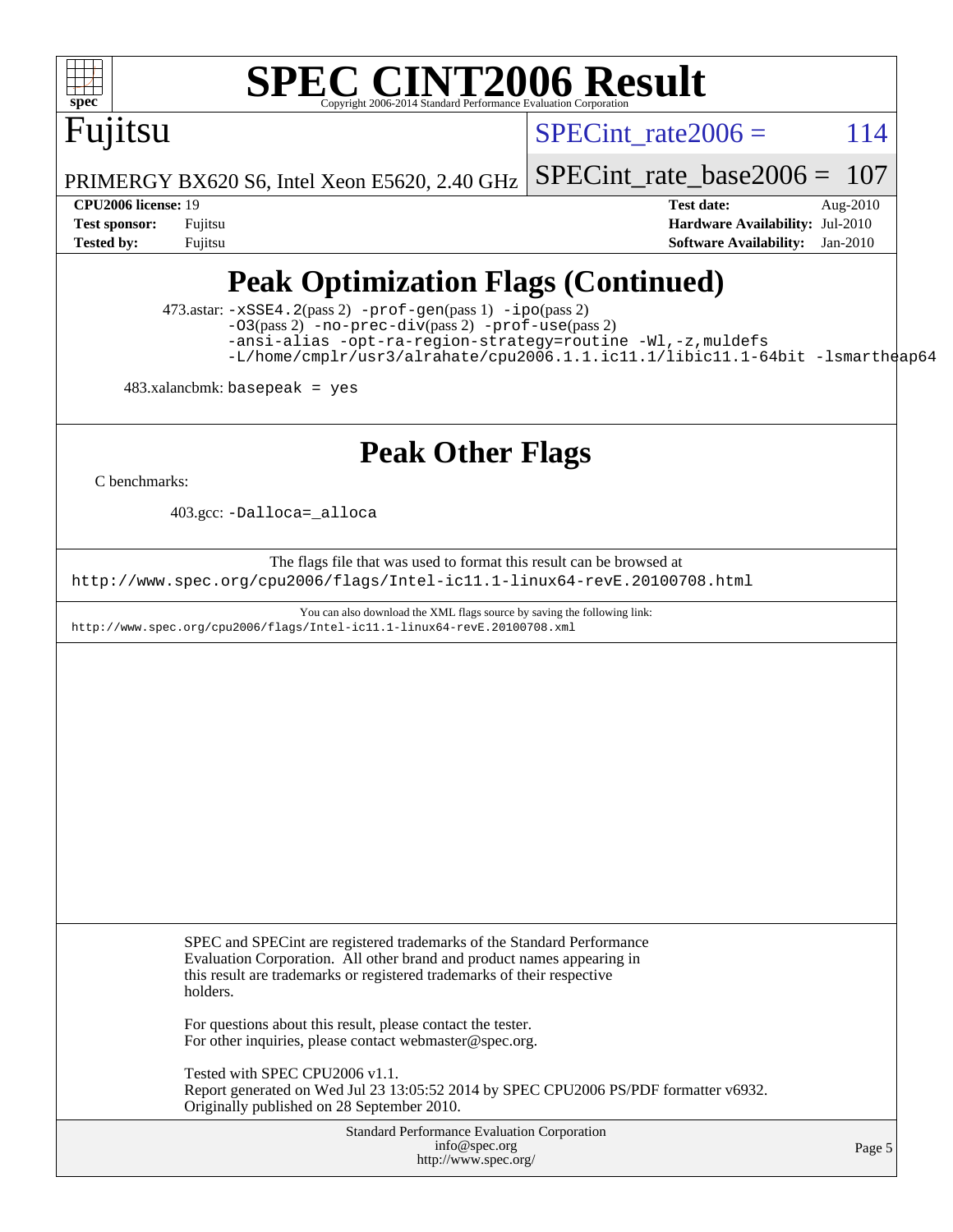# Peak Optimization Flags (Continued)

473.astar: -xSSE4.2(pass 2) -prof-gen(pass 1) -ipo(pass 2) -O3(pass 2) -no-prec-div(pass 2) -prof-use(pass 2) -ansi-alias -opt-ra-region-strategy=routine -Wl,-z,muldefs -L/home/cmplr/usr3/alrahate/cpu2006.1.1.ic11.1/libic11.1-64bit -lsmartheap64

483.xalancbmk: basepeak = yes

# Peak Other Flags

C benchmarks:

403.gcc: -Dalloca=_alloca

The flags file that was used to format this result can be browsed at
http://www.spec.org/cpu2006/flags/Intel-ic11.1-linux64-revE.20100708.html

You can also download the XML flags source by saving the following link:
http://www.spec.org/cpu2006/flags/Intel-ic11.1-linux64-revE.20100708.xml

SPEC and SPECint are registered trademarks of the Standard Performance Evaluation Corporation. All other brand and product names appearing in this result are trademarks or registered trademarks of their respective holders.

For questions about this result, please contact the tester.
For other inquiries, please contact webmaster@spec.org.

Tested with SPEC CPU2006 v1.1.
Report generated on Wed Jul 23 13:05:52 2014 by SPEC CPU2006 PS/PDF formatter v6932.
Originally published on 28 September 2010.